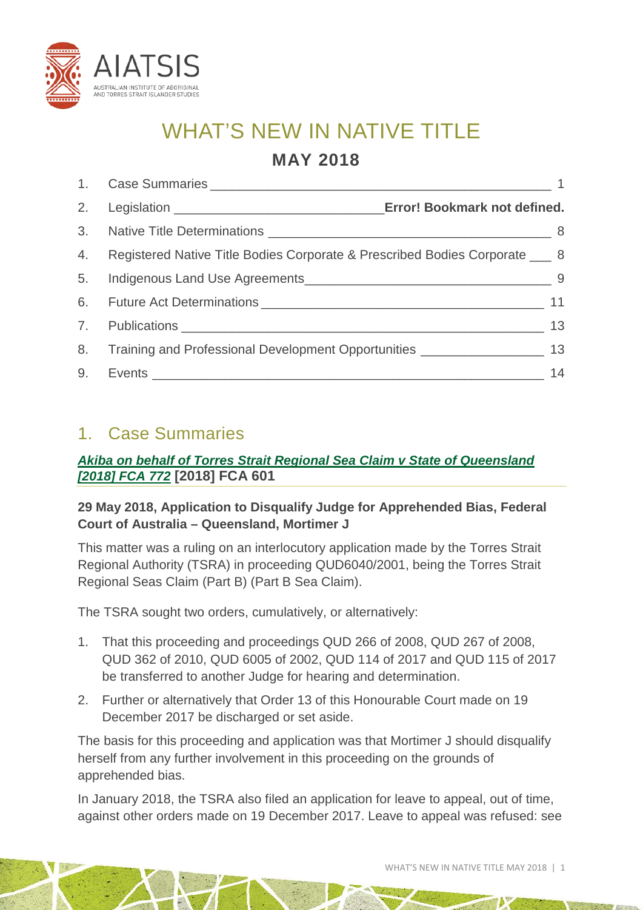# WHAT'S NEW IN NATIVE TITLE

## MAY 2018

| | | |
|---|---|---|
| 1. | Case Summaries | 1 |
| 2. | Legislation | Error! Bookmark not defined. |
| 3. | Native Title Determinations | 8 |
| 4. | Registered Native Title Bodies Corporate & Prescribed Bodies Corporate | 8 |
| 5. | Indigenous Land Use Agreements | 9 |
| 6. | Future Act Determinations | 11 |
| 7. | Publications | 13 |
| 8. | Training and Professional Development Opportunities | 13 |
| 9. | Events | 14 |

## 1. Case Summaries

### *Akiba on behalf of Torres Strait Regional Sea Claim v State of Queensland [2018] FCA 772* [2018] FCA 601

**29 May 2018, Application to Disqualify Judge for Apprehended Bias, Federal Court of Australia – Queensland, Mortimer J**

This matter was a ruling on an interlocutory application made by the Torres Strait Regional Authority (TSRA) in proceeding QUD6040/2001, being the Torres Strait Regional Seas Claim (Part B) (Part B Sea Claim).

The TSRA sought two orders, cumulatively, or alternatively:

1. That this proceeding and proceedings QUD 266 of 2008, QUD 267 of 2008, QUD 362 of 2010, QUD 6005 of 2002, QUD 114 of 2017 and QUD 115 of 2017 be transferred to another Judge for hearing and determination.
2. Further or alternatively that Order 13 of this Honourable Court made on 19 December 2017 be discharged or set aside.

The basis for this proceeding and application was that Mortimer J should disqualify herself from any further involvement in this proceeding on the grounds of apprehended bias.

In January 2018, the TSRA also filed an application for leave to appeal, out of time, against other orders made on 19 December 2017. Leave to appeal was refused: see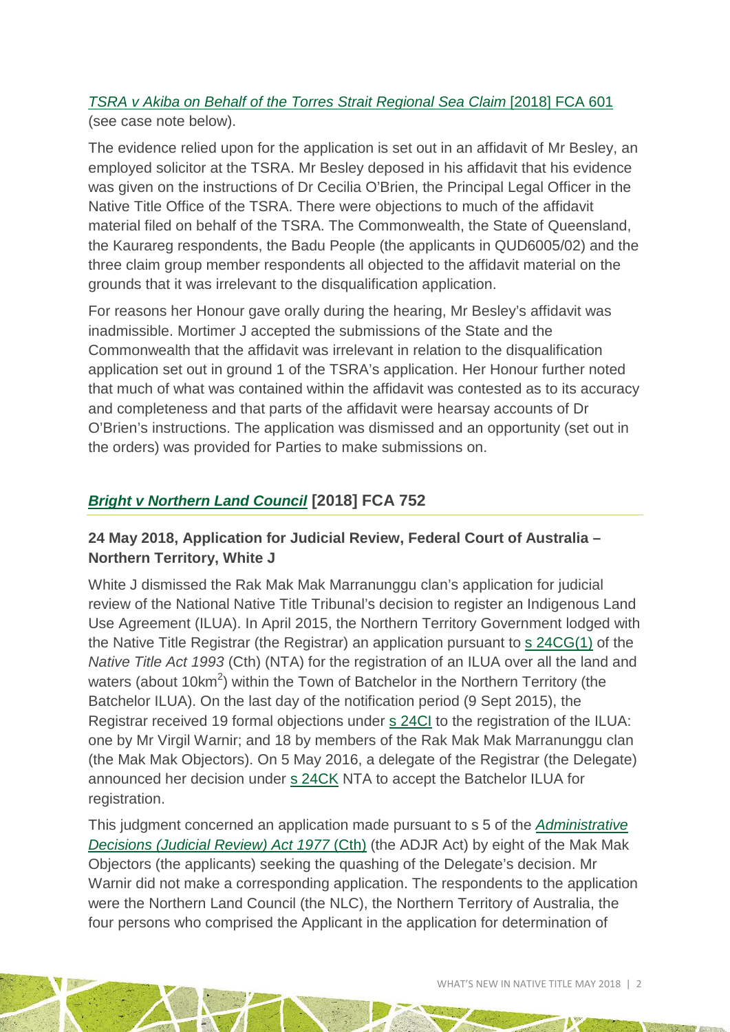*TSRA v Akiba on Behalf of the Torres Strait Regional Sea Claim* [2018] FCA 601 (see case note below).

The evidence relied upon for the application is set out in an affidavit of Mr Besley, an employed solicitor at the TSRA. Mr Besley deposed in his affidavit that his evidence was given on the instructions of Dr Cecilia O'Brien, the Principal Legal Officer in the Native Title Office of the TSRA. There were objections to much of the affidavit material filed on behalf of the TSRA. The Commonwealth, the State of Queensland, the Kaurareg respondents, the Badu People (the applicants in QUD6005/02) and the three claim group member respondents all objected to the affidavit material on the grounds that it was irrelevant to the disqualification application.

For reasons her Honour gave orally during the hearing, Mr Besley's affidavit was inadmissible. Mortimer J accepted the submissions of the State and the Commonwealth that the affidavit was irrelevant in relation to the disqualification application set out in ground 1 of the TSRA's application. Her Honour further noted that much of what was contained within the affidavit was contested as to its accuracy and completeness and that parts of the affidavit were hearsay accounts of Dr O'Brien's instructions. The application was dismissed and an opportunity (set out in the orders) was provided for Parties to make submissions on.

## *Bright v Northern Land Council* [2018] FCA 752

### 24 May 2018, Application for Judicial Review, Federal Court of Australia – Northern Territory, White J

White J dismissed the Rak Mak Mak Marranunggu clan's application for judicial review of the National Native Title Tribunal's decision to register an Indigenous Land Use Agreement (ILUA). In April 2015, the Northern Territory Government lodged with the Native Title Registrar (the Registrar) an application pursuant to s 24CG(1) of the *Native Title Act 1993* (Cth) (NTA) for the registration of an ILUA over all the land and waters (about $10km^2$) within the Town of Batchelor in the Northern Territory (the Batchelor ILUA). On the last day of the notification period (9 Sept 2015), the Registrar received 19 formal objections under s 24CI to the registration of the ILUA: one by Mr Virgil Warnir; and 18 by members of the Rak Mak Mak Marranunggu clan (the Mak Mak Objectors). On 5 May 2016, a delegate of the Registrar (the Delegate) announced her decision under s 24CK NTA to accept the Batchelor ILUA for registration.

This judgment concerned an application made pursuant to s 5 of the *Administrative Decisions (Judicial Review) Act 1977* (Cth) (the ADJR Act) by eight of the Mak Mak Objectors (the applicants) seeking the quashing of the Delegate's decision. Mr Warnir did not make a corresponding application. The respondents to the application were the Northern Land Council (the NLC), the Northern Territory of Australia, the four persons who comprised the Applicant in the application for determination of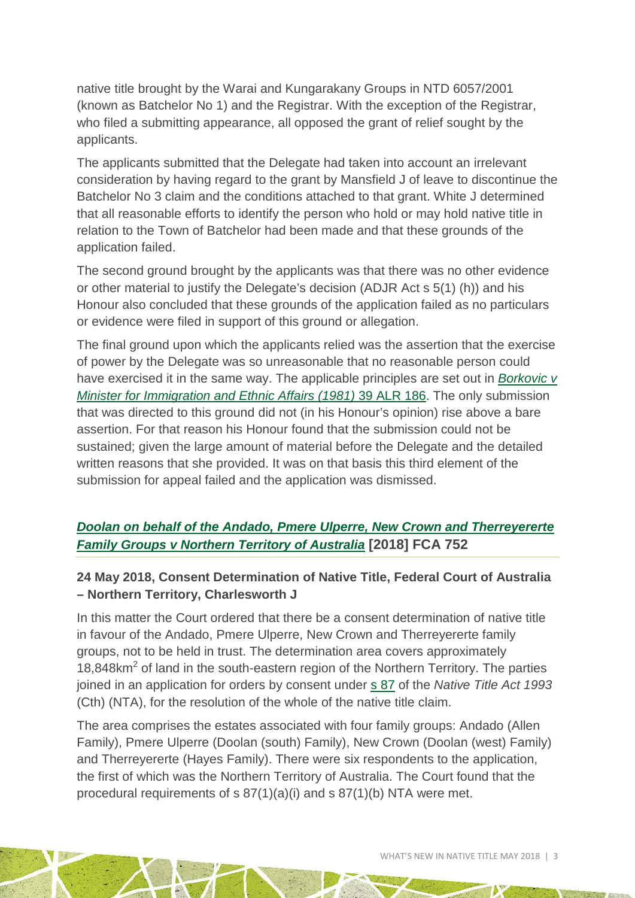native title brought by the Warai and Kungarakany Groups in NTD 6057/2001 (known as Batchelor No 1) and the Registrar. With the exception of the Registrar, who filed a submitting appearance, all opposed the grant of relief sought by the applicants.

The applicants submitted that the Delegate had taken into account an irrelevant consideration by having regard to the grant by Mansfield J of leave to discontinue the Batchelor No 3 claim and the conditions attached to that grant. White J determined that all reasonable efforts to identify the person who hold or may hold native title in relation to the Town of Batchelor had been made and that these grounds of the application failed.

The second ground brought by the applicants was that there was no other evidence or other material to justify the Delegate's decision (ADJR Act s 5(1) (h)) and his Honour also concluded that these grounds of the application failed as no particulars or evidence were filed in support of this ground or allegation.

The final ground upon which the applicants relied was the assertion that the exercise of power by the Delegate was so unreasonable that no reasonable person could have exercised it in the same way. The applicable principles are set out in *Borkovic v Minister for Immigration and Ethnic Affairs (1981)* 39 ALR 186. The only submission that was directed to this ground did not (in his Honour's opinion) rise above a bare assertion. For that reason his Honour found that the submission could not be sustained; given the large amount of material before the Delegate and the detailed written reasons that she provided. It was on that basis this third element of the submission for appeal failed and the application was dismissed.

## *Doolan on behalf of the Andado, Pmere Ulperre, New Crown and Therreyererte Family Groups v Northern Territory of Australia* [2018] FCA 752

### 24 May 2018, Consent Determination of Native Title, Federal Court of Australia – Northern Territory, Charlesworth J

In this matter the Court ordered that there be a consent determination of native title in favour of the Andado, Pmere Ulperre, New Crown and Therreyererte family groups, not to be held in trust. The determination area covers approximately 18,848km$^2$ of land in the south-eastern region of the Northern Territory. The parties joined in an application for orders by consent under s 87 of the *Native Title Act 1993* (Cth) (NTA), for the resolution of the whole of the native title claim.

The area comprises the estates associated with four family groups: Andado (Allen Family), Pmere Ulperre (Doolan (south) Family), New Crown (Doolan (west) Family) and Therreyererte (Hayes Family). There were six respondents to the application, the first of which was the Northern Territory of Australia. The Court found that the procedural requirements of s 87(1)(a)(i) and s 87(1)(b) NTA were met.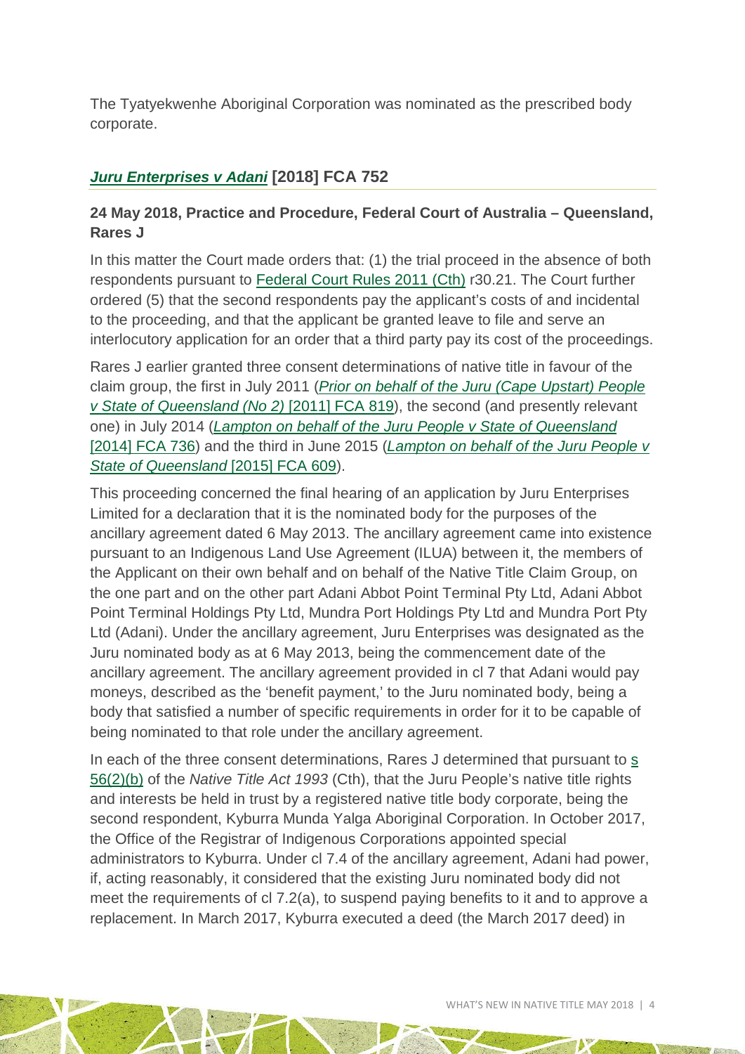The Tyatyekwenhe Aboriginal Corporation was nominated as the prescribed body corporate.

## *Juru Enterprises v Adani* [2018] FCA 752

### 24 May 2018, Practice and Procedure, Federal Court of Australia – Queensland, Rares J

In this matter the Court made orders that: (1) the trial proceed in the absence of both respondents pursuant to Federal Court Rules 2011 (Cth) r30.21. The Court further ordered (5) that the second respondents pay the applicant's costs of and incidental to the proceeding, and that the applicant be granted leave to file and serve an interlocutory application for an order that a third party pay its cost of the proceedings.

Rares J earlier granted three consent determinations of native title in favour of the claim group, the first in July 2011 (*Prior on behalf of the Juru (Cape Upstart) People v State of Queensland (No 2)* [2011] FCA 819), the second (and presently relevant one) in July 2014 (*Lampton on behalf of the Juru People v State of Queensland* [2014] FCA 736) and the third in June 2015 (*Lampton on behalf of the Juru People v State of Queensland* [2015] FCA 609).

This proceeding concerned the final hearing of an application by Juru Enterprises Limited for a declaration that it is the nominated body for the purposes of the ancillary agreement dated 6 May 2013. The ancillary agreement came into existence pursuant to an Indigenous Land Use Agreement (ILUA) between it, the members of the Applicant on their own behalf and on behalf of the Native Title Claim Group, on the one part and on the other part Adani Abbot Point Terminal Pty Ltd, Adani Abbot Point Terminal Holdings Pty Ltd, Mundra Port Holdings Pty Ltd and Mundra Port Pty Ltd (Adani). Under the ancillary agreement, Juru Enterprises was designated as the Juru nominated body as at 6 May 2013, being the commencement date of the ancillary agreement. The ancillary agreement provided in cl 7 that Adani would pay moneys, described as the 'benefit payment,' to the Juru nominated body, being a body that satisfied a number of specific requirements in order for it to be capable of being nominated to that role under the ancillary agreement.

In each of the three consent determinations, Rares J determined that pursuant to s 56(2)(b) of the *Native Title Act 1993* (Cth), that the Juru People's native title rights and interests be held in trust by a registered native title body corporate, being the second respondent, Kyburra Munda Yalga Aboriginal Corporation. In October 2017, the Office of the Registrar of Indigenous Corporations appointed special administrators to Kyburra. Under cl 7.4 of the ancillary agreement, Adani had power, if, acting reasonably, it considered that the existing Juru nominated body did not meet the requirements of cl 7.2(a), to suspend paying benefits to it and to approve a replacement. In March 2017, Kyburra executed a deed (the March 2017 deed) in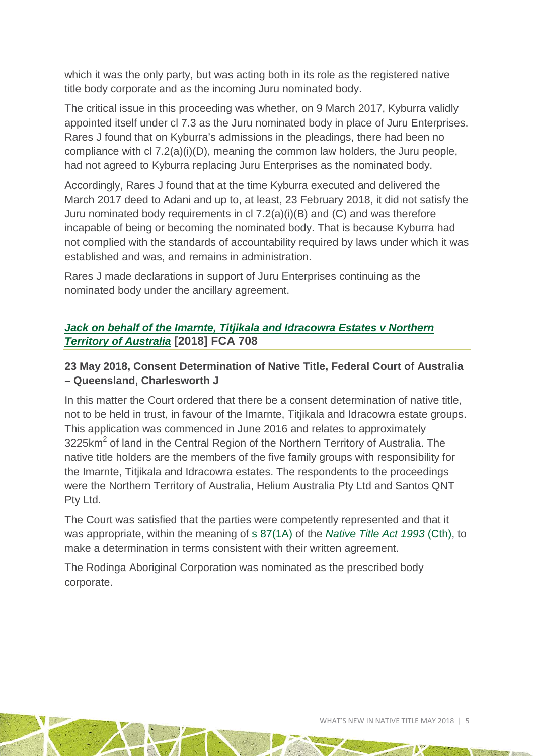which it was the only party, but was acting both in its role as the registered native title body corporate and as the incoming Juru nominated body.

The critical issue in this proceeding was whether, on 9 March 2017, Kyburra validly appointed itself under cl 7.3 as the Juru nominated body in place of Juru Enterprises. Rares J found that on Kyburra's admissions in the pleadings, there had been no compliance with cl 7.2(a)(i)(D), meaning the common law holders, the Juru people, had not agreed to Kyburra replacing Juru Enterprises as the nominated body.

Accordingly, Rares J found that at the time Kyburra executed and delivered the March 2017 deed to Adani and up to, at least, 23 February 2018, it did not satisfy the Juru nominated body requirements in cl 7.2(a)(i)(B) and (C) and was therefore incapable of being or becoming the nominated body. That is because Kyburra had not complied with the standards of accountability required by laws under which it was established and was, and remains in administration.

Rares J made declarations in support of Juru Enterprises continuing as the nominated body under the ancillary agreement.

## *Jack on behalf of the Imarnte, Titjikala and Idracowra Estates v Northern Territory of Australia* [2018] FCA 708

### 23 May 2018, Consent Determination of Native Title, Federal Court of Australia – Queensland, Charlesworth J

In this matter the Court ordered that there be a consent determination of native title, not to be held in trust, in favour of the Imarnte, Titjikala and Idracowra estate groups. This application was commenced in June 2016 and relates to approximately 3225km$^2$ of land in the Central Region of the Northern Territory of Australia. The native title holders are the members of the five family groups with responsibility for the Imarnte, Titjikala and Idracowra estates. The respondents to the proceedings were the Northern Territory of Australia, Helium Australia Pty Ltd and Santos QNT Pty Ltd.

The Court was satisfied that the parties were competently represented and that it was appropriate, within the meaning of s 87(1A) of the *Native Title Act 1993* (Cth), to make a determination in terms consistent with their written agreement.

The Rodinga Aboriginal Corporation was nominated as the prescribed body corporate.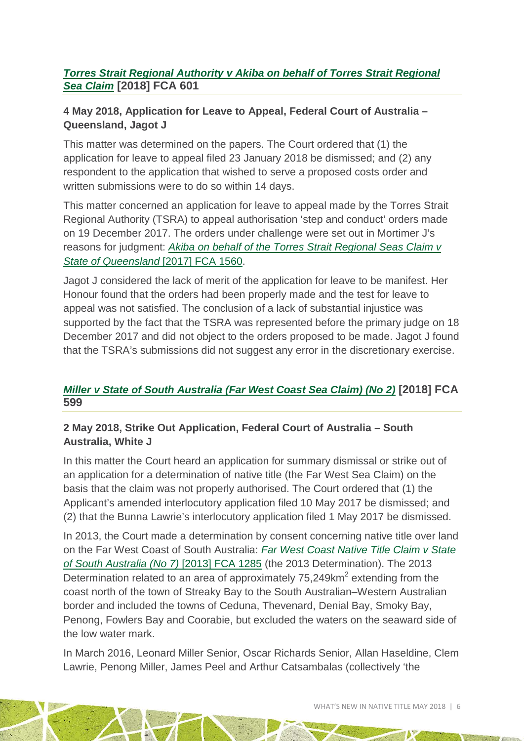### *[Torres Strait Regional Authority v Akiba on behalf of Torres Strait Regional Sea Claim](#)* [2018] FCA 601

#### 4 May 2018, Application for Leave to Appeal, Federal Court of Australia – Queensland, Jagot J

This matter was determined on the papers. The Court ordered that (1) the application for leave to appeal filed 23 January 2018 be dismissed; and (2) any respondent to the application that wished to serve a proposed costs order and written submissions were to do so within 14 days.

This matter concerned an application for leave to appeal made by the Torres Strait Regional Authority (TSRA) to appeal authorisation 'step and conduct' orders made on 19 December 2017. The orders under challenge were set out in Mortimer J's reasons for judgment: *Akiba on behalf of the Torres Strait Regional Seas Claim v State of Queensland* [2017] FCA 1560.

Jagot J considered the lack of merit of the application for leave to be manifest. Her Honour found that the orders had been properly made and the test for leave to appeal was not satisfied. The conclusion of a lack of substantial injustice was supported by the fact that the TSRA was represented before the primary judge on 18 December 2017 and did not object to the orders proposed to be made. Jagot J found that the TSRA's submissions did not suggest any error in the discretionary exercise.

### *Miller v State of South Australia (Far West Coast Sea Claim) (No 2)* [2018] FCA 599

#### 2 May 2018, Strike Out Application, Federal Court of Australia – South Australia, White J

In this matter the Court heard an application for summary dismissal or strike out of an application for a determination of native title (the Far West Sea Claim) on the basis that the claim was not properly authorised. The Court ordered that (1) the Applicant's amended interlocutory application filed 10 May 2017 be dismissed; and (2) that the Bunna Lawrie's interlocutory application filed 1 May 2017 be dismissed.

In 2013, the Court made a determination by consent concerning native title over land on the Far West Coast of South Australia: *Far West Coast Native Title Claim v State of South Australia (No 7)* [2013] FCA 1285 (the 2013 Determination). The 2013 Determination related to an area of approximately 75,249km$^2$ extending from the coast north of the town of Streaky Bay to the South Australian–Western Australian border and included the towns of Ceduna, Thevenard, Denial Bay, Smoky Bay, Penong, Fowlers Bay and Coorabie, but excluded the waters on the seaward side of the low water mark.

In March 2016, Leonard Miller Senior, Oscar Richards Senior, Allan Haseldine, Clem Lawrie, Penong Miller, James Peel and Arthur Catsambalas (collectively 'the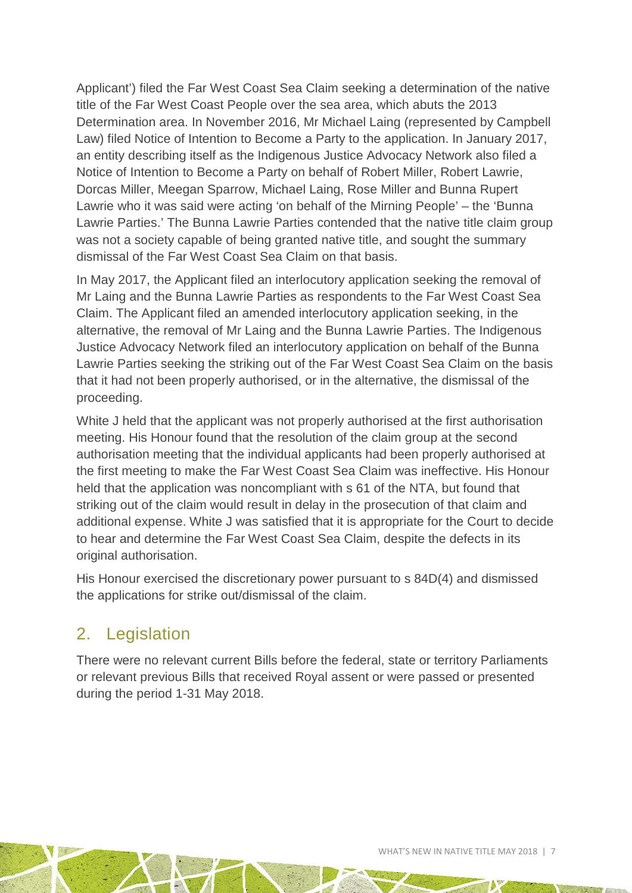Applicant') filed the Far West Coast Sea Claim seeking a determination of the native title of the Far West Coast People over the sea area, which abuts the 2013 Determination area. In November 2016, Mr Michael Laing (represented by Campbell Law) filed Notice of Intention to Become a Party to the application. In January 2017, an entity describing itself as the Indigenous Justice Advocacy Network also filed a Notice of Intention to Become a Party on behalf of Robert Miller, Robert Lawrie, Dorcas Miller, Meegan Sparrow, Michael Laing, Rose Miller and Bunna Rupert Lawrie who it was said were acting 'on behalf of the Mirning People' – the 'Bunna Lawrie Parties.' The Bunna Lawrie Parties contended that the native title claim group was not a society capable of being granted native title, and sought the summary dismissal of the Far West Coast Sea Claim on that basis.

In May 2017, the Applicant filed an interlocutory application seeking the removal of Mr Laing and the Bunna Lawrie Parties as respondents to the Far West Coast Sea Claim. The Applicant filed an amended interlocutory application seeking, in the alternative, the removal of Mr Laing and the Bunna Lawrie Parties. The Indigenous Justice Advocacy Network filed an interlocutory application on behalf of the Bunna Lawrie Parties seeking the striking out of the Far West Coast Sea Claim on the basis that it had not been properly authorised, or in the alternative, the dismissal of the proceeding.

White J held that the applicant was not properly authorised at the first authorisation meeting. His Honour found that the resolution of the claim group at the second authorisation meeting that the individual applicants had been properly authorised at the first meeting to make the Far West Coast Sea Claim was ineffective. His Honour held that the application was noncompliant with s 61 of the NTA, but found that striking out of the claim would result in delay in the prosecution of that claim and additional expense. White J was satisfied that it is appropriate for the Court to decide to hear and determine the Far West Coast Sea Claim, despite the defects in its original authorisation.

His Honour exercised the discretionary power pursuant to s 84D(4) and dismissed the applications for strike out/dismissal of the claim.

## 2. Legislation

There were no relevant current Bills before the federal, state or territory Parliaments or relevant previous Bills that received Royal assent or were passed or presented during the period 1-31 May 2018.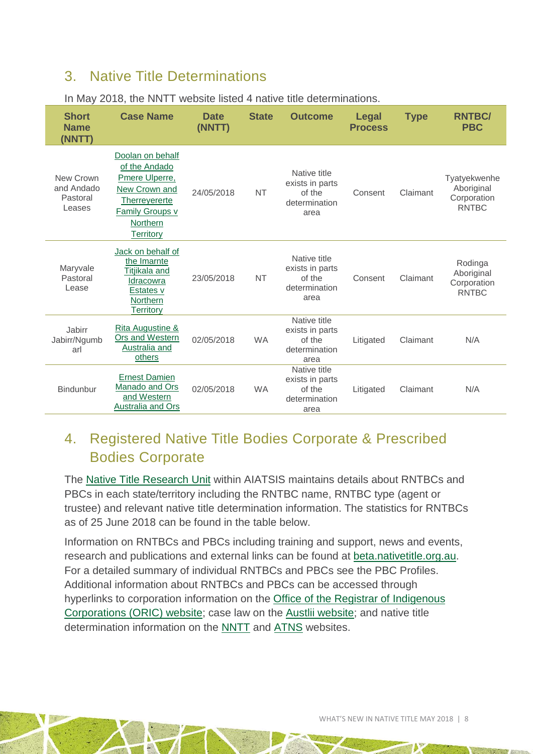## 3. Native Title Determinations

In May 2018, the NNTT website listed 4 native title determinations.

| Short Name (NNTT) | Case Name | Date (NNTT) | State | Outcome | Legal Process | Type | RNTBC/ PBC |
|---|---|---|---|---|---|---|---|
| New Crown and Andado Pastoral Leases | Doolan on behalf of the Andado Pmere Ulperre, New Crown and Therreyererte Family Groups v Northern Territory | 24/05/2018 | NT | Native title exists in parts of the determination area | Consent | Claimant | Tyatyekwenhe Aboriginal Corporation RNTBC |
| Maryvale Pastoral Lease | Jack on behalf of the Imarnte Titjikala and Idracowra Estates v Northern Territory | 23/05/2018 | NT | Native title exists in parts of the determination area | Consent | Claimant | Rodinga Aboriginal Corporation RNTBC |
| Jabirr Jabirr/Ngumbarl | Rita Augustine & Ors and Western Australia and others | 02/05/2018 | WA | Native title exists in parts of the determination area | Litigated | Claimant | N/A |
| Bindunbur | Ernest Damien Manado and Ors and Western Australia and Ors | 02/05/2018 | WA | Native title exists in parts of the determination area | Litigated | Claimant | N/A |

## 4. Registered Native Title Bodies Corporate & Prescribed Bodies Corporate

The Native Title Research Unit within AIATSIS maintains details about RNTBCs and PBCs in each state/territory including the RNTBC name, RNTBC type (agent or trustee) and relevant native title determination information. The statistics for RNTBCs as of 25 June 2018 can be found in the table below.

Information on RNTBCs and PBCs including training and support, news and events, research and publications and external links can be found at beta.nativetitle.org.au. For a detailed summary of individual RNTBCs and PBCs see the PBC Profiles. Additional information about RNTBCs and PBCs can be accessed through hyperlinks to corporation information on the Office of the Registrar of Indigenous Corporations (ORIC) website; case law on the Austlii website; and native title determination information on the NNTT and ATNS websites.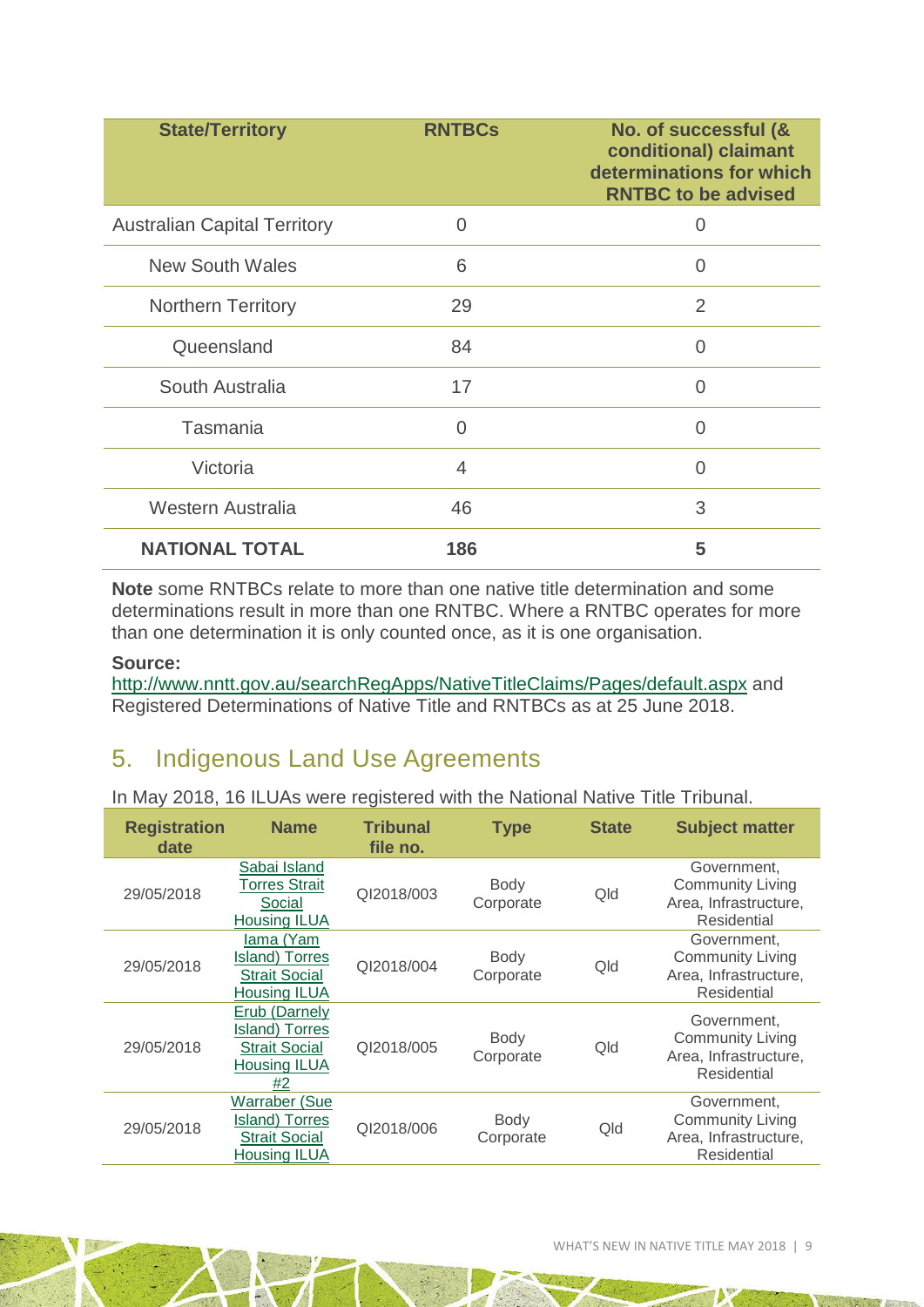| State/Territory | RNTBCs | No. of successful (& conditional) claimant determinations for which RNTBC to be advised |
|---|---|---|
| Australian Capital Territory | 0 | 0 |
| New South Wales | 6 | 0 |
| Northern Territory | 29 | 2 |
| Queensland | 84 | 0 |
| South Australia | 17 | 0 |
| Tasmania | 0 | 0 |
| Victoria | 4 | 0 |
| Western Australia | 46 | 3 |
| **NATIONAL TOTAL** | **186** | **5** |

**Note** some RNTBCs relate to more than one native title determination and some determinations result in more than one RNTBC. Where a RNTBC operates for more than one determination it is only counted once, as it is one organisation.

**Source:**
http://www.nntt.gov.au/searchRegApps/NativeTitleClaims/Pages/default.aspx and Registered Determinations of Native Title and RNTBCs as at 25 June 2018.

## 5. Indigenous Land Use Agreements

In May 2018, 16 ILUAs were registered with the National Native Title Tribunal.

| Registration date | Name | Tribunal file no. | Type | State | Subject matter |
|---|---|---|---|---|---|
| 29/05/2018 | Sabai Island Torres Strait Social Housing ILUA | QI2018/003 | Body Corporate | Qld | Government, Community Living Area, Infrastructure, Residential |
| 29/05/2018 | Iama (Yam Island) Torres Strait Social Housing ILUA | QI2018/004 | Body Corporate | Qld | Government, Community Living Area, Infrastructure, Residential |
| 29/05/2018 | Erub (Darnely Island) Torres Strait Social Housing ILUA #2 | QI2018/005 | Body Corporate | Qld | Government, Community Living Area, Infrastructure, Residential |
| 29/05/2018 | Warraber (Sue Island) Torres Strait Social Housing ILUA | QI2018/006 | Body Corporate | Qld | Government, Community Living Area, Infrastructure, Residential |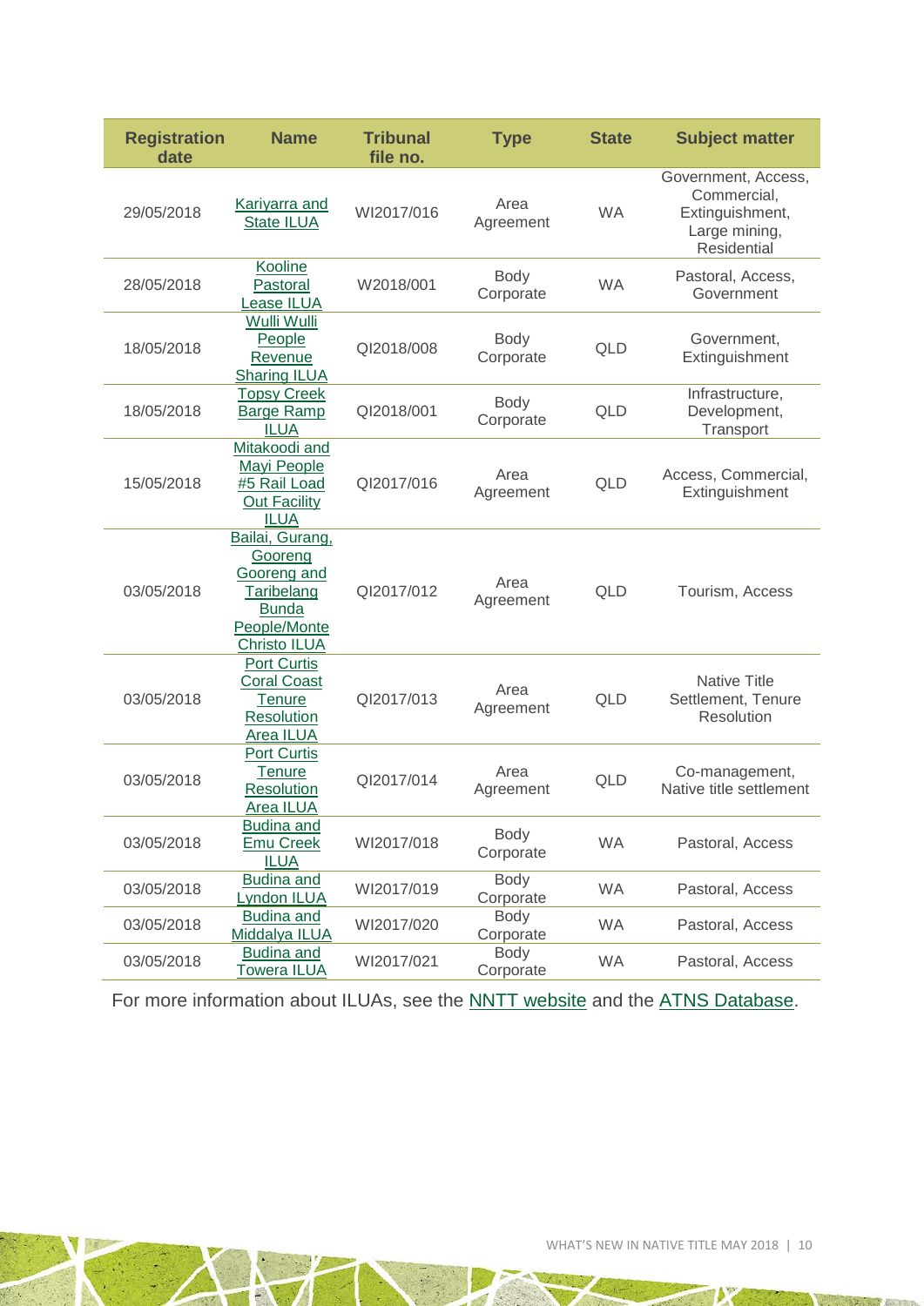| Registration date | Name | Tribunal file no. | Type | State | Subject matter |
|---|---|---|---|---|---|
| 29/05/2018 | Kariyarra and State ILUA | WI2017/016 | Area Agreement | WA | Government, Access, Commercial, Extinguishment, Large mining, Residential |
| 28/05/2018 | Kooline Pastoral Lease ILUA | W2018/001 | Body Corporate | WA | Pastoral, Access, Government |
| 18/05/2018 | Wulli Wulli People Revenue Sharing ILUA | QI2018/008 | Body Corporate | QLD | Government, Extinguishment |
| 18/05/2018 | Topsy Creek Barge Ramp ILUA | QI2018/001 | Body Corporate | QLD | Infrastructure, Development, Transport |
| 15/05/2018 | Mitakoodi and Mayi People #5 Rail Load Out Facility ILUA | QI2017/016 | Area Agreement | QLD | Access, Commercial, Extinguishment |
| 03/05/2018 | Bailai, Gurang, Gooreng Gooreng and Taribelang Bunda People/Monte Christo ILUA | QI2017/012 | Area Agreement | QLD | Tourism, Access |
| 03/05/2018 | Port Curtis Coral Coast Tenure Resolution Area ILUA | QI2017/013 | Area Agreement | QLD | Native Title Settlement, Tenure Resolution |
| 03/05/2018 | Port Curtis Tenure Resolution Area ILUA | QI2017/014 | Area Agreement | QLD | Co-management, Native title settlement |
| 03/05/2018 | Budina and Emu Creek ILUA | WI2017/018 | Body Corporate | WA | Pastoral, Access |
| 03/05/2018 | Budina and Lyndon ILUA | WI2017/019 | Body Corporate | WA | Pastoral, Access |
| 03/05/2018 | Budina and Middalya ILUA | WI2017/020 | Body Corporate | WA | Pastoral, Access |
| 03/05/2018 | Budina and Towera ILUA | WI2017/021 | Body Corporate | WA | Pastoral, Access |

For more information about ILUAs, see the NNTT website and the ATNS Database.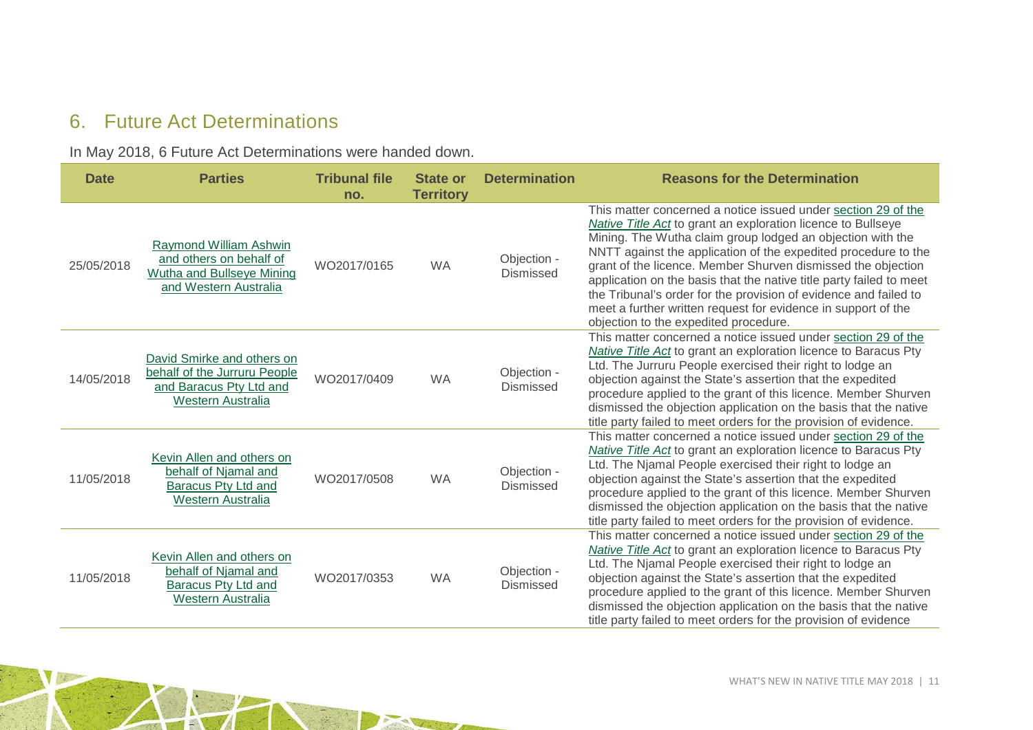## 6. Future Act Determinations

In May 2018, 6 Future Act Determinations were handed down.

| Date | Parties | Tribunal file no. | State or Territory | Determination | Reasons for the Determination |
|---|---|---|---|---|---|
| 25/05/2018 | Raymond William Ashwin and others on behalf of Wutha and Bullseye Mining and Western Australia | WO2017/0165 | WA | Objection - Dismissed | This matter concerned a notice issued under section 29 of the *Native Title Act* to grant an exploration licence to Bullseye Mining. The Wutha claim group lodged an objection with the NNTT against the application of the expedited procedure to the grant of the licence. Member Shurven dismissed the objection application on the basis that the native title party failed to meet the Tribunal's order for the provision of evidence and failed to meet a further written request for evidence in support of the objection to the expedited procedure. |
| 14/05/2018 | David Smirke and others on behalf of the Jurruru People and Baracus Pty Ltd and Western Australia | WO2017/0409 | WA | Objection - Dismissed | This matter concerned a notice issued under section 29 of the *Native Title Act* to grant an exploration licence to Baracus Pty Ltd. The Jurruru People exercised their right to lodge an objection against the State's assertion that the expedited procedure applied to the grant of this licence. Member Shurven dismissed the objection application on the basis that the native title party failed to meet orders for the provision of evidence. |
| 11/05/2018 | Kevin Allen and others on behalf of Njamal and Baracus Pty Ltd and Western Australia | WO2017/0508 | WA | Objection - Dismissed | This matter concerned a notice issued under section 29 of the *Native Title Act* to grant an exploration licence to Baracus Pty Ltd. The Njamal People exercised their right to lodge an objection against the State's assertion that the expedited procedure applied to the grant of this licence. Member Shurven dismissed the objection application on the basis that the native title party failed to meet orders for the provision of evidence. |
| 11/05/2018 | Kevin Allen and others on behalf of Njamal and Baracus Pty Ltd and Western Australia | WO2017/0353 | WA | Objection - Dismissed | This matter concerned a notice issued under section 29 of the *Native Title Act* to grant an exploration licence to Baracus Pty Ltd. The Njamal People exercised their right to lodge an objection against the State's assertion that the expedited procedure applied to the grant of this licence. Member Shurven dismissed the objection application on the basis that the native title party failed to meet orders for the provision of evidence |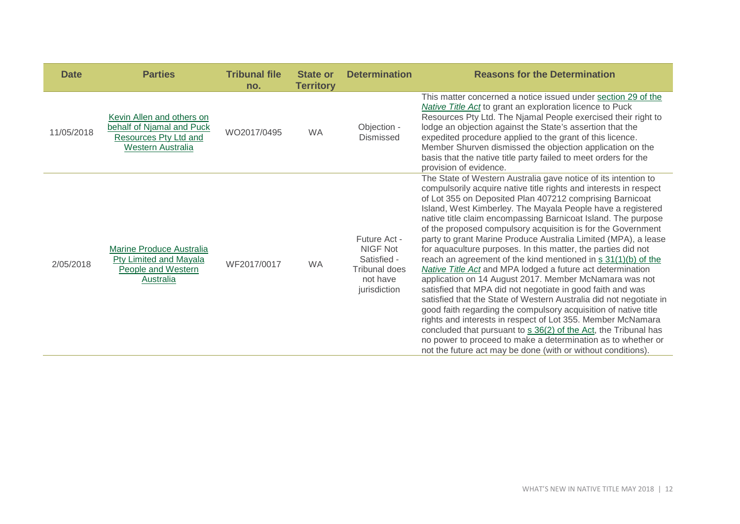| Date | Parties | Tribunal file no. | State or Territory | Determination | Reasons for the Determination |
|---|---|---|---|---|---|
| 11/05/2018 | Kevin Allen and others on behalf of Njamal and Puck Resources Pty Ltd and Western Australia | WO2017/0495 | WA | Objection - Dismissed | This matter concerned a notice issued under section 29 of the *Native Title Act* to grant an exploration licence to Puck Resources Pty Ltd. The Njamal People exercised their right to lodge an objection against the State's assertion that the expedited procedure applied to the grant of this licence. Member Shurven dismissed the objection application on the basis that the native title party failed to meet orders for the provision of evidence. |
| 2/05/2018 | Marine Produce Australia Pty Limited and Mayala People and Western Australia | WF2017/0017 | WA | Future Act - NIGF Not Satisfied - Tribunal does not have jurisdiction | The State of Western Australia gave notice of its intention to compulsorily acquire native title rights and interests in respect of Lot 355 on Deposited Plan 407212 comprising Barnicoat Island, West Kimberley. The Mayala People have a registered native title claim encompassing Barnicoat Island. The purpose of the proposed compulsory acquisition is for the Government party to grant Marine Produce Australia Limited (MPA), a lease for aquaculture purposes. In this matter, the parties did not reach an agreement of the kind mentioned in s 31(1)(b) of the *Native Title Act* and MPA lodged a future act determination application on 14 August 2017. Member McNamara was not satisfied that MPA did not negotiate in good faith and was satisfied that the State of Western Australia did not negotiate in good faith regarding the compulsory acquisition of native title rights and interests in respect of Lot 355. Member McNamara concluded that pursuant to s 36(2) of the Act, the Tribunal has no power to proceed to make a determination as to whether or not the future act may be done (with or without conditions). |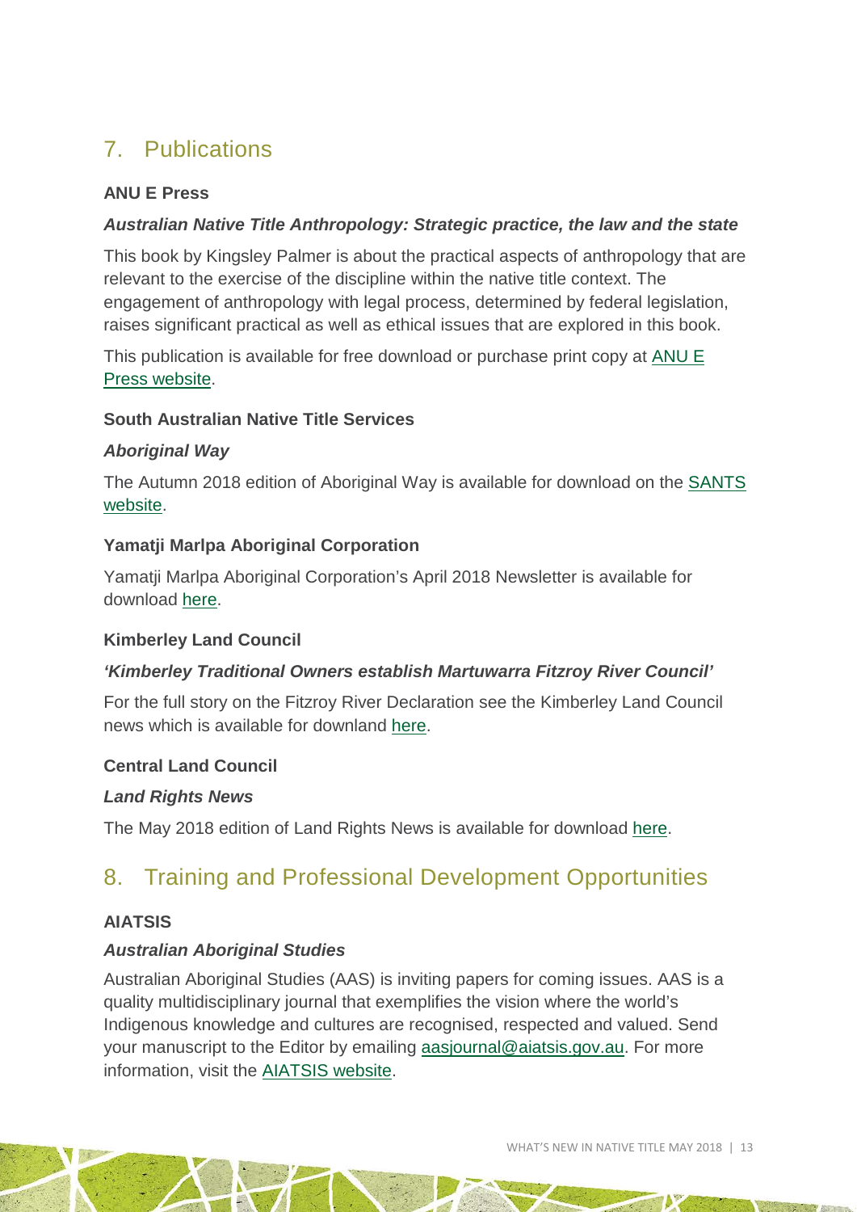## 7. Publications

**ANU E Press**

***Australian Native Title Anthropology: Strategic practice, the law and the state***

This book by Kingsley Palmer is about the practical aspects of anthropology that are relevant to the exercise of the discipline within the native title context. The engagement of anthropology with legal process, determined by federal legislation, raises significant practical as well as ethical issues that are explored in this book.

This publication is available for free download or purchase print copy at ANU E Press website.

**South Australian Native Title Services**

***Aboriginal Way***

The Autumn 2018 edition of Aboriginal Way is available for download on the SANTS website.

**Yamatji Marlpa Aboriginal Corporation**

Yamatji Marlpa Aboriginal Corporation's April 2018 Newsletter is available for download here.

**Kimberley Land Council**

***'Kimberley Traditional Owners establish Martuwarra Fitzroy River Council'***

For the full story on the Fitzroy River Declaration see the Kimberley Land Council news which is available for downland here.

**Central Land Council**

***Land Rights News***

The May 2018 edition of Land Rights News is available for download here.

## 8. Training and Professional Development Opportunities

**AIATSIS**

***Australian Aboriginal Studies***

Australian Aboriginal Studies (AAS) is inviting papers for coming issues. AAS is a quality multidisciplinary journal that exemplifies the vision where the world's Indigenous knowledge and cultures are recognised, respected and valued. Send your manuscript to the Editor by emailing aasjournal@aiatsis.gov.au. For more information, visit the AIATSIS website.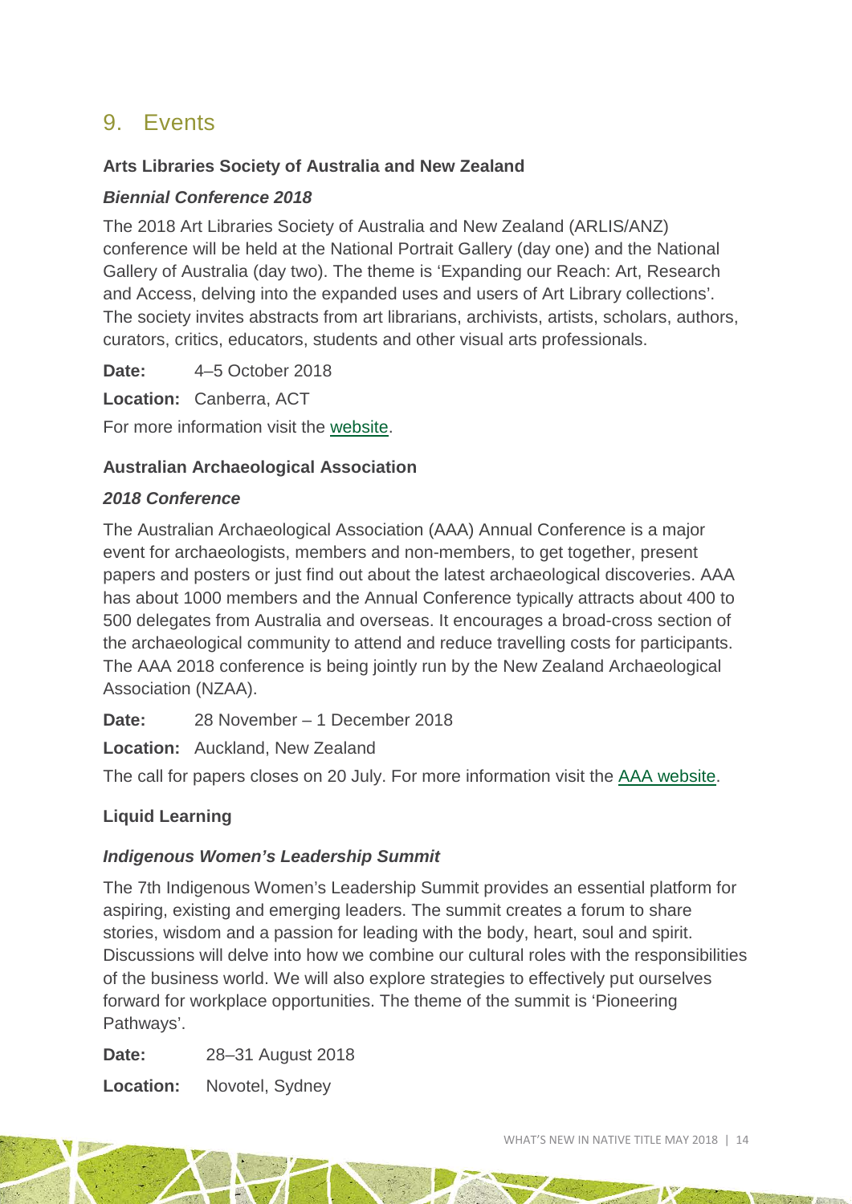## 9. Events

**Arts Libraries Society of Australia and New Zealand**

***Biennial Conference 2018***

The 2018 Art Libraries Society of Australia and New Zealand (ARLIS/ANZ) conference will be held at the National Portrait Gallery (day one) and the National Gallery of Australia (day two). The theme is 'Expanding our Reach: Art, Research and Access, delving into the expanded uses and users of Art Library collections'. The society invites abstracts from art librarians, archivists, artists, scholars, authors, curators, critics, educators, students and other visual arts professionals.

**Date:** 4–5 October 2018

**Location:** Canberra, ACT

For more information visit the website.

**Australian Archaeological Association**

***2018 Conference***

The Australian Archaeological Association (AAA) Annual Conference is a major event for archaeologists, members and non-members, to get together, present papers and posters or just find out about the latest archaeological discoveries. AAA has about 1000 members and the Annual Conference typically attracts about 400 to 500 delegates from Australia and overseas. It encourages a broad-cross section of the archaeological community to attend and reduce travelling costs for participants. The AAA 2018 conference is being jointly run by the New Zealand Archaeological Association (NZAA).

**Date:** 28 November – 1 December 2018

**Location:** Auckland, New Zealand

The call for papers closes on 20 July. For more information visit the AAA website.

**Liquid Learning**

***Indigenous Women's Leadership Summit***

The 7th Indigenous Women's Leadership Summit provides an essential platform for aspiring, existing and emerging leaders. The summit creates a forum to share stories, wisdom and a passion for leading with the body, heart, soul and spirit. Discussions will delve into how we combine our cultural roles with the responsibilities of the business world. We will also explore strategies to effectively put ourselves forward for workplace opportunities. The theme of the summit is 'Pioneering Pathways'.

**Date:** 28–31 August 2018

**Location:** Novotel, Sydney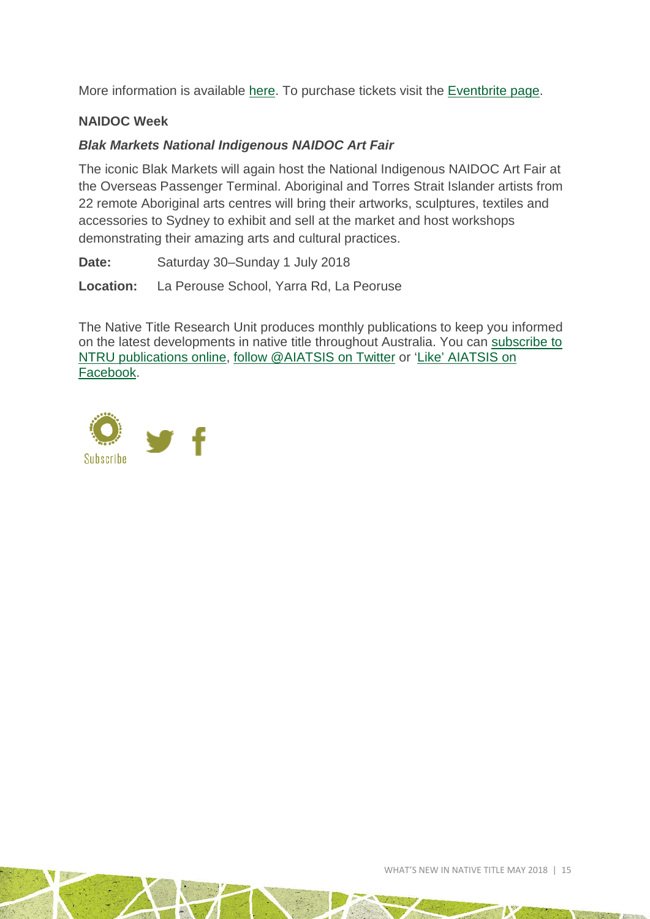More information is available here. To purchase tickets visit the Eventbrite page.

**NAIDOC Week**

***Blak Markets National Indigenous NAIDOC Art Fair***

The iconic Blak Markets will again host the National Indigenous NAIDOC Art Fair at the Overseas Passenger Terminal. Aboriginal and Torres Strait Islander artists from 22 remote Aboriginal arts centres will bring their artworks, sculptures, textiles and accessories to Sydney to exhibit and sell at the market and host workshops demonstrating their amazing arts and cultural practices.

**Date:** Saturday 30–Sunday 1 July 2018

**Location:** La Perouse School, Yarra Rd, La Peoruse

The Native Title Research Unit produces monthly publications to keep you informed on the latest developments in native title throughout Australia. You can subscribe to NTRU publications online, follow @AIATSIS on Twitter or 'Like' AIATSIS on Facebook.

Subscribe